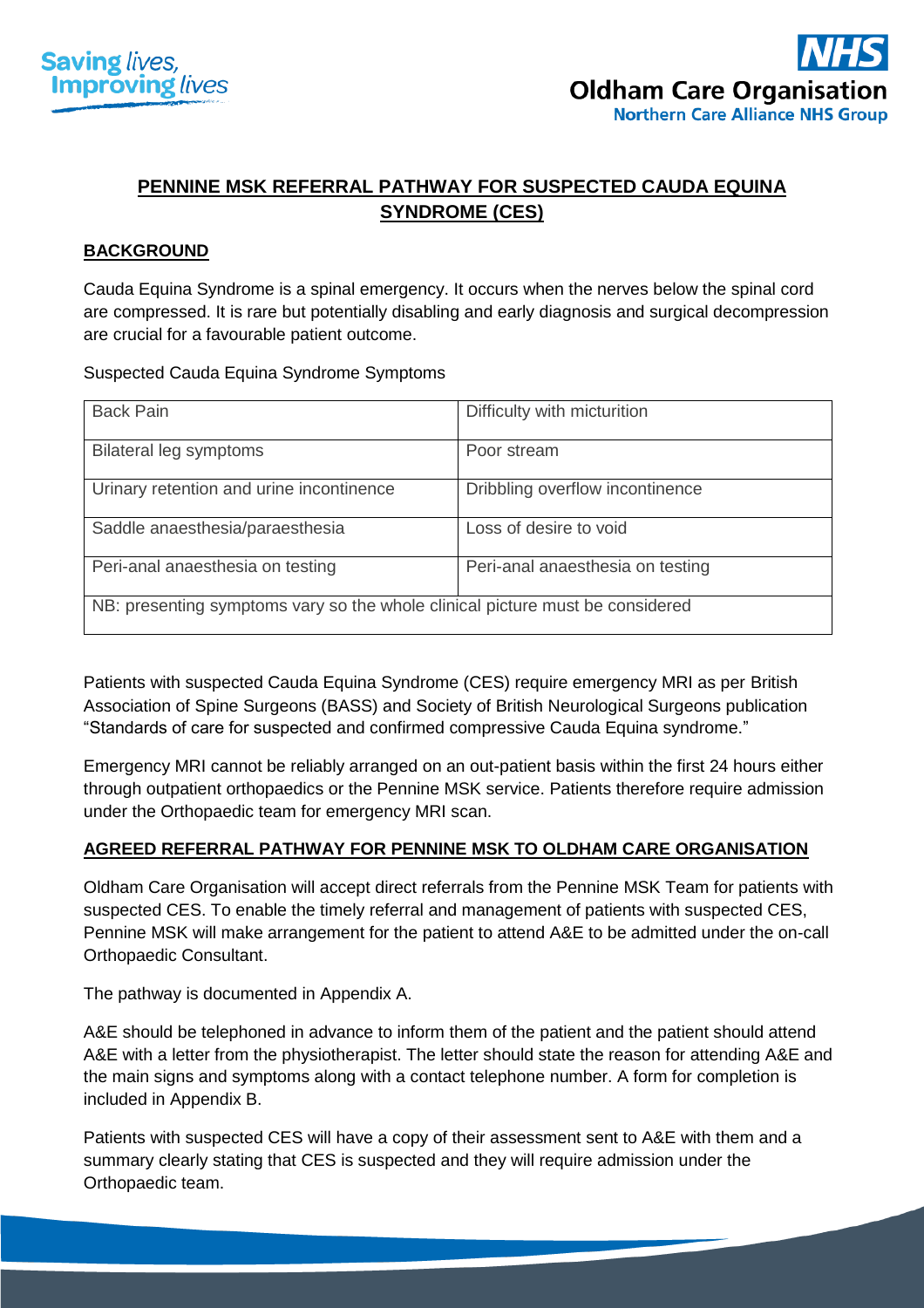## PENNINE MSK REFERRAL PATHWAY FOR SUSPECTED CAUDA EQUINA SYNDROME (CES)

### BACKGROUND

Cauda Equina Syndrome is a spinal emergency. It occurs when the nerves below the spinal cord are compressed. It is rare but potentially disabling and early diagnosis and surgical decompression are crucial for a favourable patient outcome.

Suspected Cauda Equina Syndrome Symptoms

| | |
|---|---|
| Back Pain | Difficulty with micturition |
| Bilateral leg symptoms | Poor stream |
| Urinary retention and urine incontinence | Dribbling overflow incontinence |
| Saddle anaesthesia/paraesthesia | Loss of desire to void |
| Peri-anal anaesthesia on testing | Peri-anal anaesthesia on testing |
| NB: presenting symptoms vary so the whole clinical picture must be considered | |

Patients with suspected Cauda Equina Syndrome (CES) require emergency MRI as per British Association of Spine Surgeons (BASS) and Society of British Neurological Surgeons publication "Standards of care for suspected and confirmed compressive Cauda Equina syndrome."

Emergency MRI cannot be reliably arranged on an out-patient basis within the first 24 hours either through outpatient orthopaedics or the Pennine MSK service. Patients therefore require admission under the Orthopaedic team for emergency MRI scan.

### AGREED REFERRAL PATHWAY FOR PENNINE MSK TO OLDHAM CARE ORGANISATION

Oldham Care Organisation will accept direct referrals from the Pennine MSK Team for patients with suspected CES. To enable the timely referral and management of patients with suspected CES, Pennine MSK will make arrangement for the patient to attend A&E to be admitted under the on-call Orthopaedic Consultant.

The pathway is documented in Appendix A.

A&E should be telephoned in advance to inform them of the patient and the patient should attend A&E with a letter from the physiotherapist. The letter should state the reason for attending A&E and the main signs and symptoms along with a contact telephone number. A form for completion is included in Appendix B.

Patients with suspected CES will have a copy of their assessment sent to A&E with them and a summary clearly stating that CES is suspected and they will require admission under the Orthopaedic team.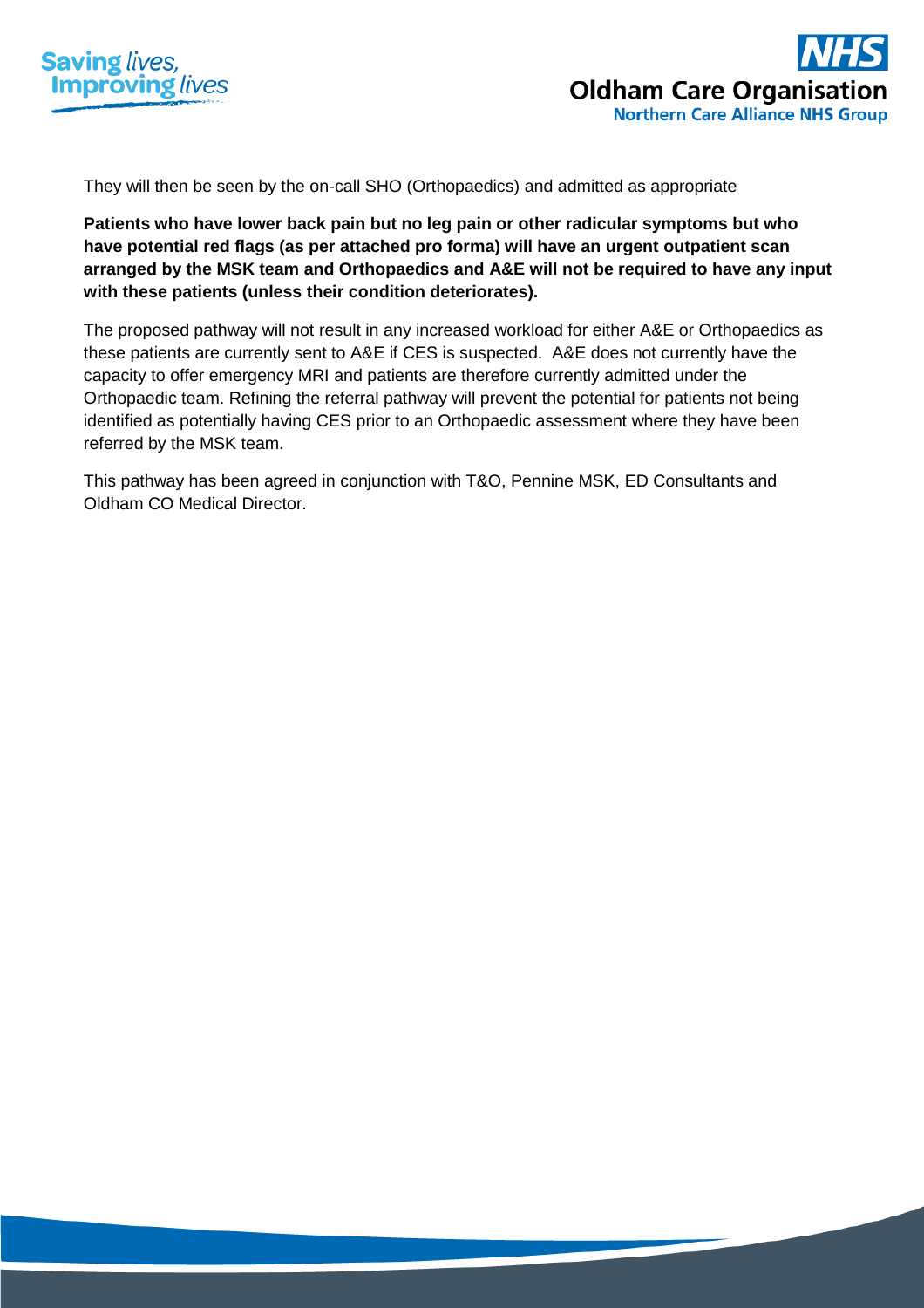They will then be seen by the on-call SHO (Orthopaedics) and admitted as appropriate

**Patients who have lower back pain but no leg pain or other radicular symptoms but who have potential red flags (as per attached pro forma) will have an urgent outpatient scan arranged by the MSK team and Orthopaedics and A&E will not be required to have any input with these patients (unless their condition deteriorates).**

The proposed pathway will not result in any increased workload for either A&E or Orthopaedics as these patients are currently sent to A&E if CES is suspected. A&E does not currently have the capacity to offer emergency MRI and patients are therefore currently admitted under the Orthopaedic team. Refining the referral pathway will prevent the potential for patients not being identified as potentially having CES prior to an Orthopaedic assessment where they have been referred by the MSK team.

This pathway has been agreed in conjunction with T&O, Pennine MSK, ED Consultants and Oldham CO Medical Director.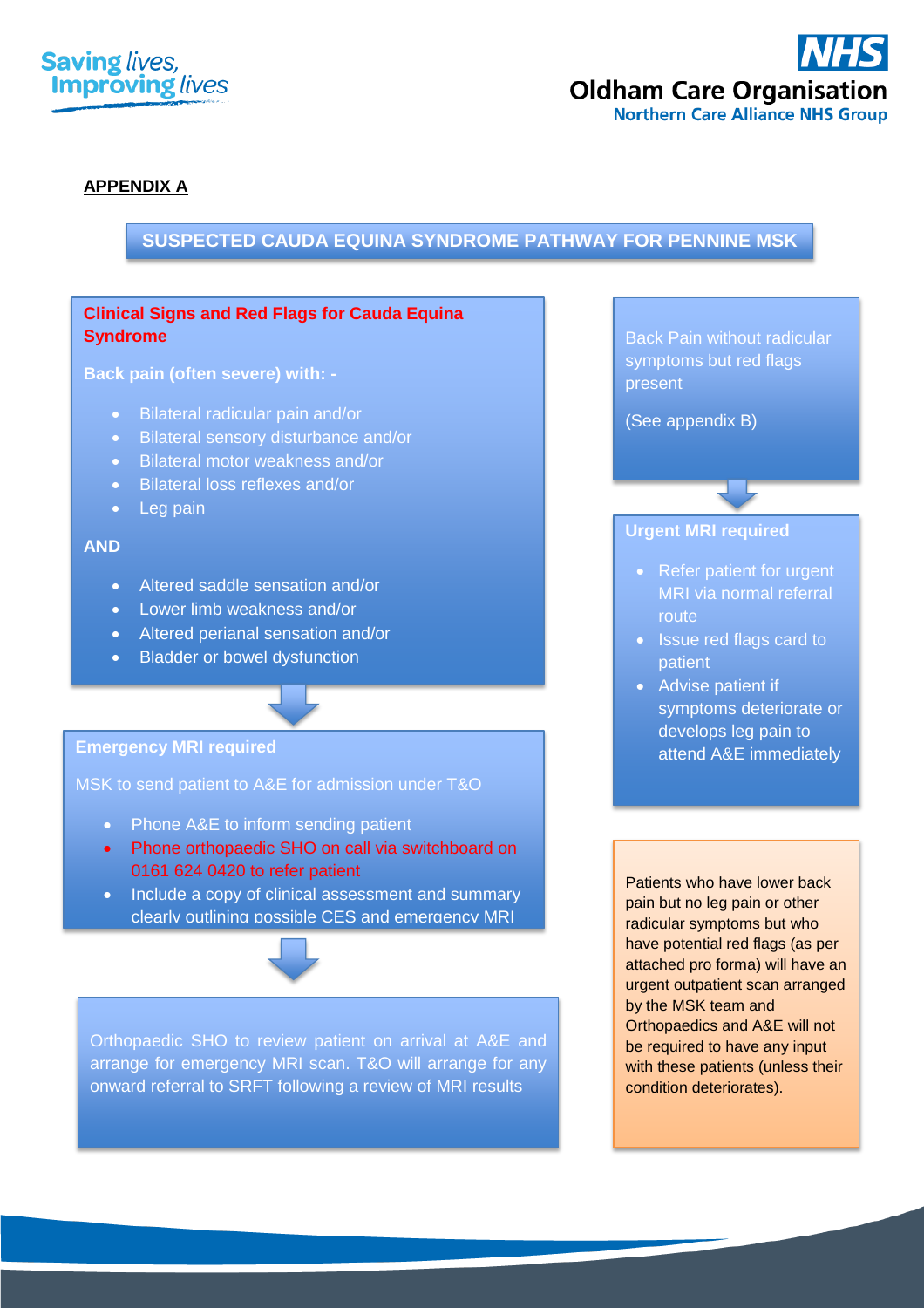**APPENDIX A**

## SUSPECTED CAUDA EQUINA SYNDROME PATHWAY FOR PENNINE MSK

### Clinical Signs and Red Flags for Cauda Equina Syndrome

**Back pain (often severe) with: -**

- Bilateral radicular pain and/or
- Bilateral sensory disturbance and/or
- Bilateral motor weakness and/or
- Bilateral loss reflexes and/or
- Leg pain

**AND**

- Altered saddle sensation and/or
- Lower limb weakness and/or
- Altered perianal sensation and/or
- Bladder or bowel dysfunction

### Emergency MRI required

MSK to send patient to A&E for admission under T&O

- Phone A&E to inform sending patient
- Phone orthopaedic SHO on call via switchboard on 0161 624 0420 to refer patient
- Include a copy of clinical assessment and summary clearly outlining possible CES and emergency MRI

Orthopaedic SHO to review patient on arrival at A&E and arrange for emergency MRI scan. T&O will arrange for any onward referral to SRFT following a review of MRI results

---

Back Pain without radicular symptoms but red flags present

(See appendix B)

### Urgent MRI required

- Refer patient for urgent MRI via normal referral route
- Issue red flags card to patient
- Advise patient if symptoms deteriorate or develops leg pain to attend A&E immediately

Patients who have lower back pain but no leg pain or other radicular symptoms but who have potential red flags (as per attached pro forma) will have an urgent outpatient scan arranged by the MSK team and Orthopaedics and A&E will not be required to have any input with these patients (unless their condition deteriorates).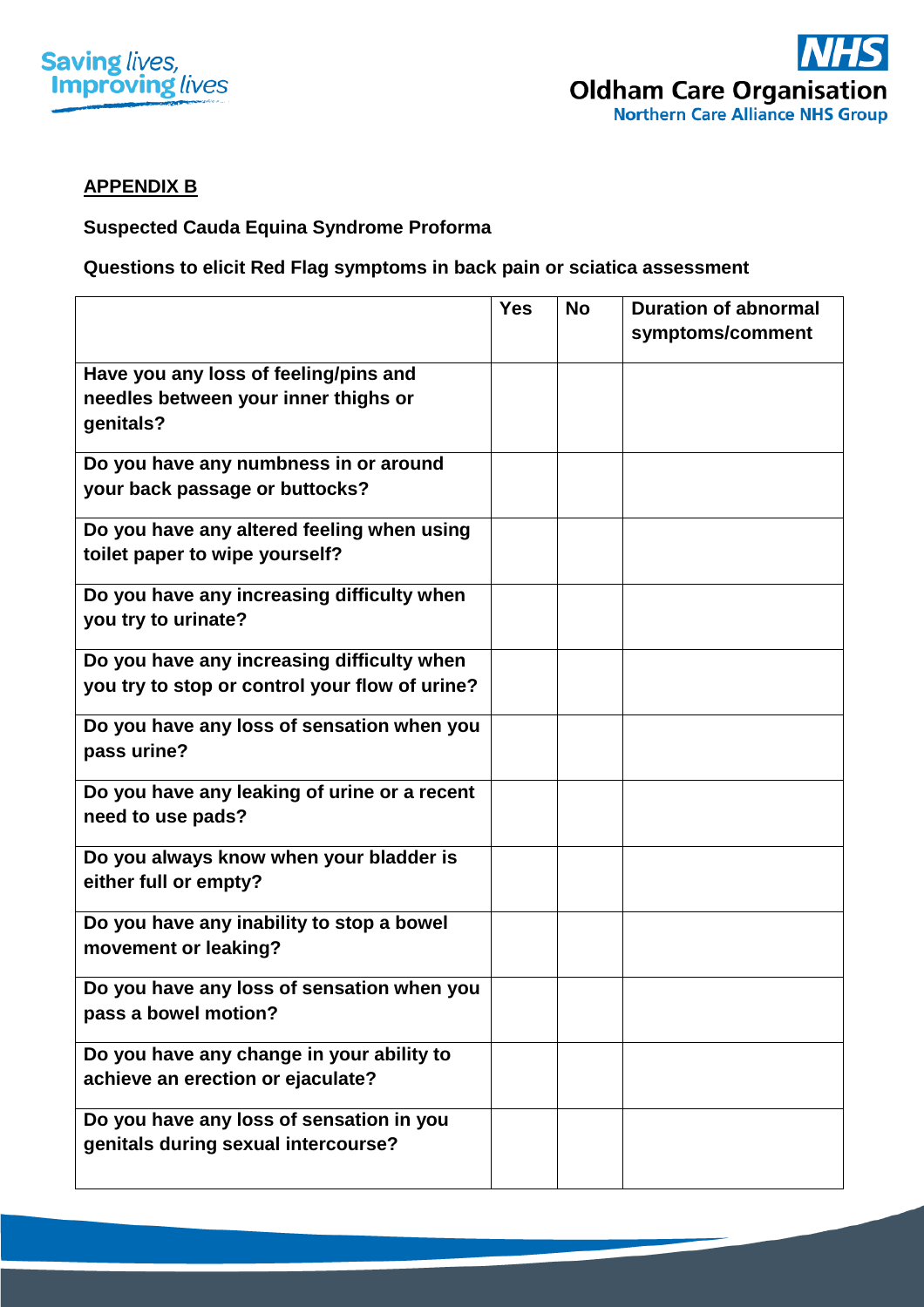**APPENDIX B**

**Suspected Cauda Equina Syndrome Proforma**

**Questions to elicit Red Flag symptoms in back pain or sciatica assessment**

| | Yes | No | Duration of abnormal symptoms/comment |
|---|---|---|---|
| **Have you any loss of feeling/pins and needles between your inner thighs or genitals?** | | | |
| **Do you have any numbness in or around your back passage or buttocks?** | | | |
| **Do you have any altered feeling when using toilet paper to wipe yourself?** | | | |
| **Do you have any increasing difficulty when you try to urinate?** | | | |
| **Do you have any increasing difficulty when you try to stop or control your flow of urine?** | | | |
| **Do you have any loss of sensation when you pass urine?** | | | |
| **Do you have any leaking of urine or a recent need to use pads?** | | | |
| **Do you always know when your bladder is either full or empty?** | | | |
| **Do you have any inability to stop a bowel movement or leaking?** | | | |
| **Do you have any loss of sensation when you pass a bowel motion?** | | | |
| **Do you have any change in your ability to achieve an erection or ejaculate?** | | | |
| **Do you have any loss of sensation in you genitals during sexual intercourse?** | | | |